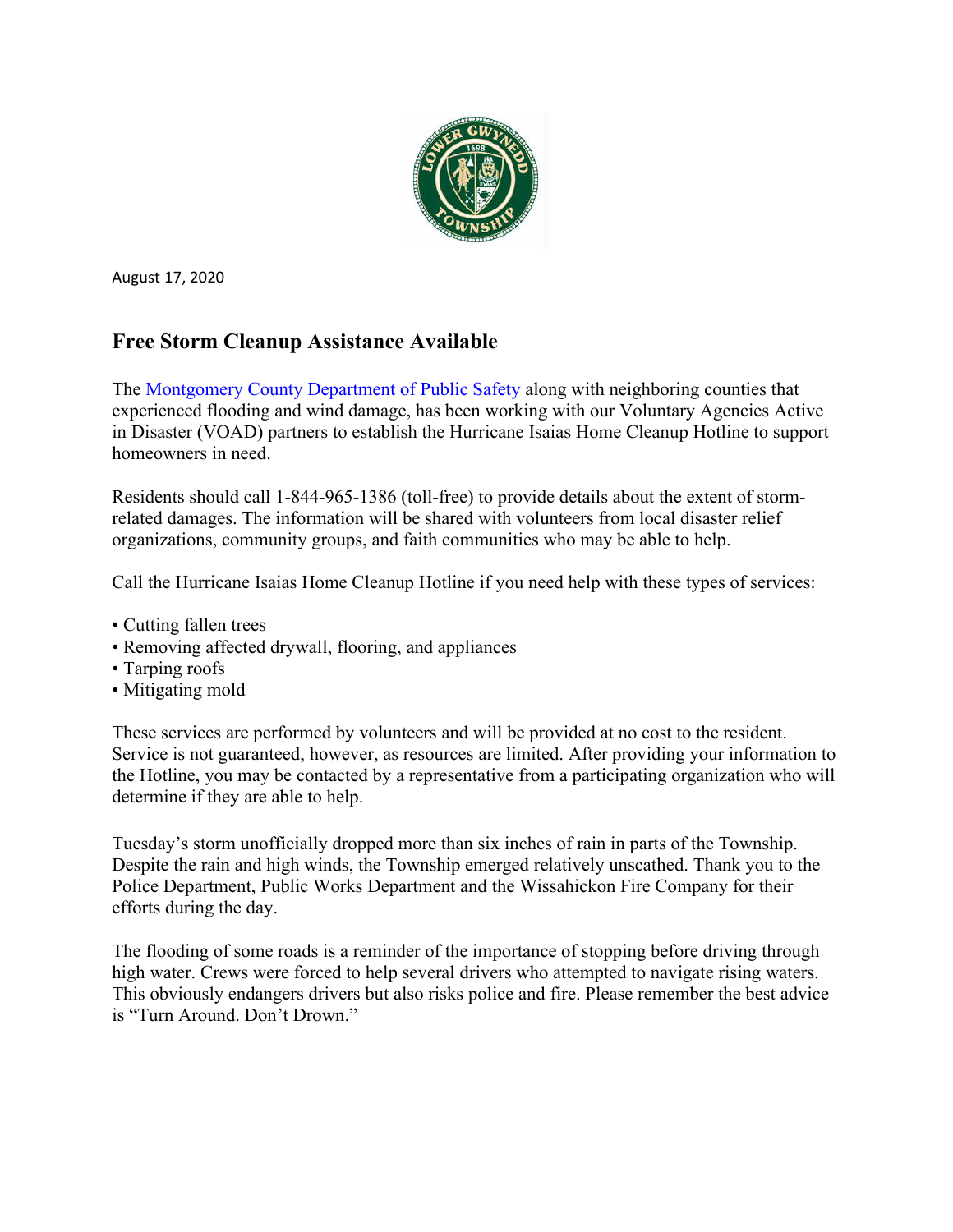August 17, 2020

## Free Storm Cleanup Assistance Available

The Montgomery County Department of Public Safety along with neighboring counties that experienced flooding and wind damage, has been working with our Voluntary Agencies Active in Disaster (VOAD) partners to establish the Hurricane Isaias Home Cleanup Hotline to support homeowners in need.

Residents should call 1-844-965-1386 (toll-free) to provide details about the extent of storm-related damages. The information will be shared with volunteers from local disaster relief organizations, community groups, and faith communities who may be able to help.

Call the Hurricane Isaias Home Cleanup Hotline if you need help with these types of services:

- Cutting fallen trees
- Removing affected drywall, flooring, and appliances
- Tarping roofs
- Mitigating mold

These services are performed by volunteers and will be provided at no cost to the resident. Service is not guaranteed, however, as resources are limited. After providing your information to the Hotline, you may be contacted by a representative from a participating organization who will determine if they are able to help.

Tuesday's storm unofficially dropped more than six inches of rain in parts of the Township. Despite the rain and high winds, the Township emerged relatively unscathed. Thank you to the Police Department, Public Works Department and the Wissahickon Fire Company for their efforts during the day.

The flooding of some roads is a reminder of the importance of stopping before driving through high water. Crews were forced to help several drivers who attempted to navigate rising waters. This obviously endangers drivers but also risks police and fire. Please remember the best advice is "Turn Around. Don't Drown."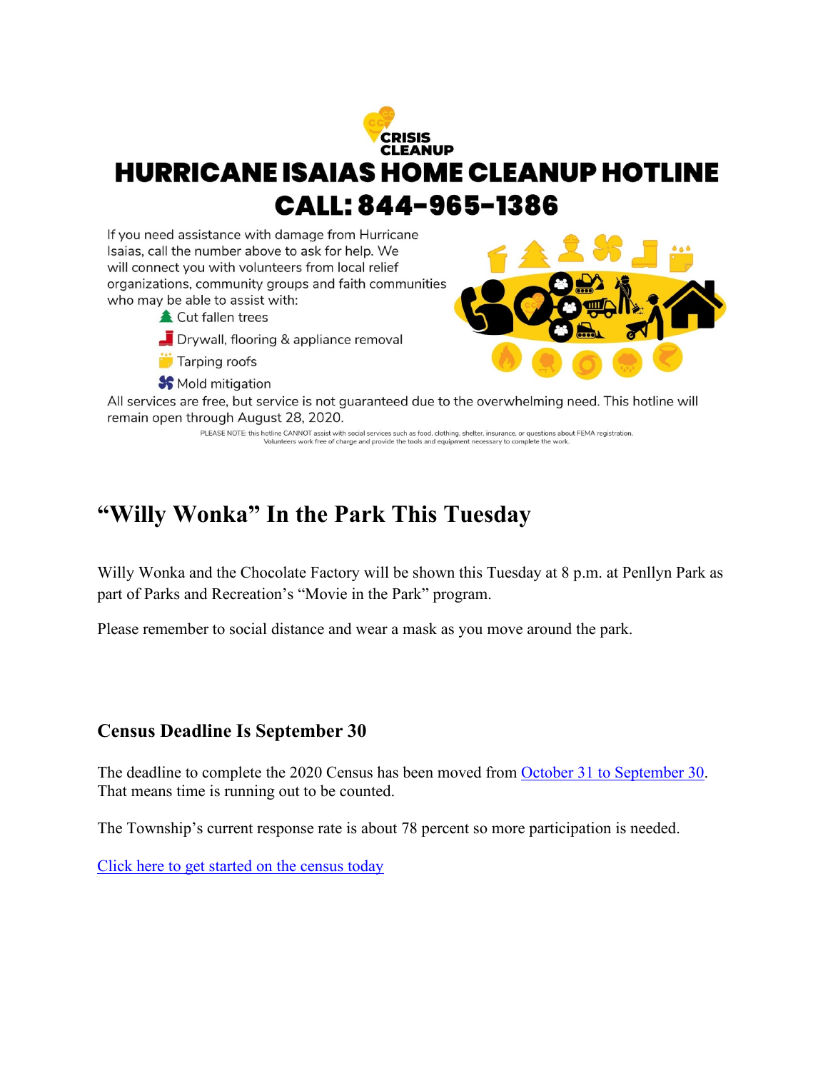CRISIS CLEANUP

# HURRICANE ISAIAS HOME CLEANUP HOTLINE

# CALL: 844-965-1386

If you need assistance with damage from Hurricane Isaias, call the number above to ask for help. We will connect you with volunteers from local relief organizations, community groups and faith communities who may be able to assist with:

- Cut fallen trees
- Drywall, flooring & appliance removal
- Tarping roofs
- Mold mitigation

All services are free, but service is not guaranteed due to the overwhelming need. This hotline will remain open through August 28, 2020.

PLEASE NOTE: this hotline CANNOT assist with social services such as food, clothing, shelter, insurance, or questions about FEMA registration. Volunteers work free of charge and provide the tools and equipment necessary to complete the work.

## "Willy Wonka" In the Park This Tuesday

Willy Wonka and the Chocolate Factory will be shown this Tuesday at 8 p.m. at Penllyn Park as part of Parks and Recreation's "Movie in the Park" program.

Please remember to social distance and wear a mask as you move around the park.

### Census Deadline Is September 30

The deadline to complete the 2020 Census has been moved from October 31 to September 30. That means time is running out to be counted.

The Township's current response rate is about 78 percent so more participation is needed.

Click here to get started on the census today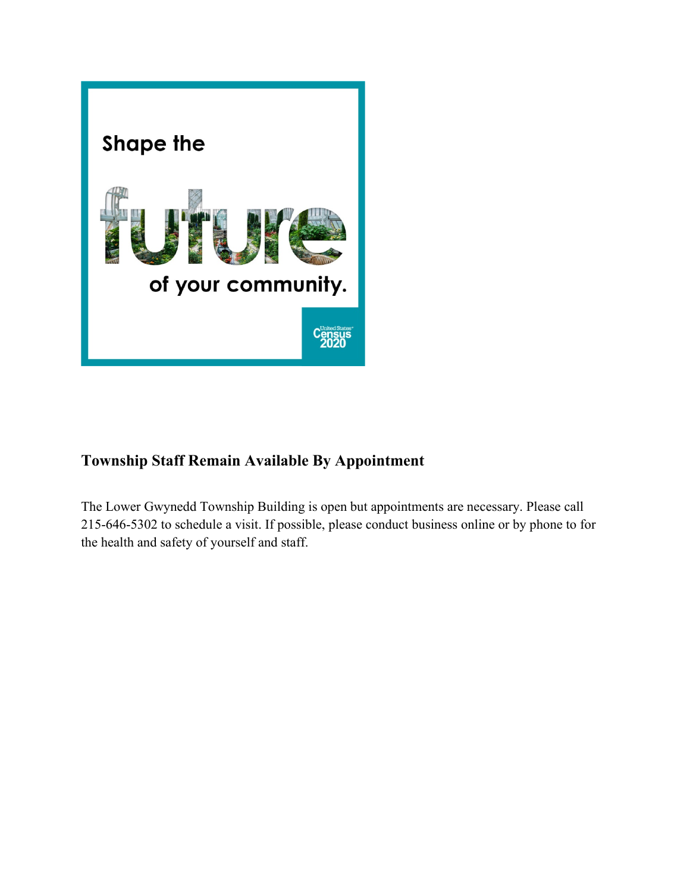Shape the

future

of your community.

United States Census 2020

## Township Staff Remain Available By Appointment

The Lower Gwynedd Township Building is open but appointments are necessary. Please call 215-646-5302 to schedule a visit. If possible, please conduct business online or by phone to for the health and safety of yourself and staff.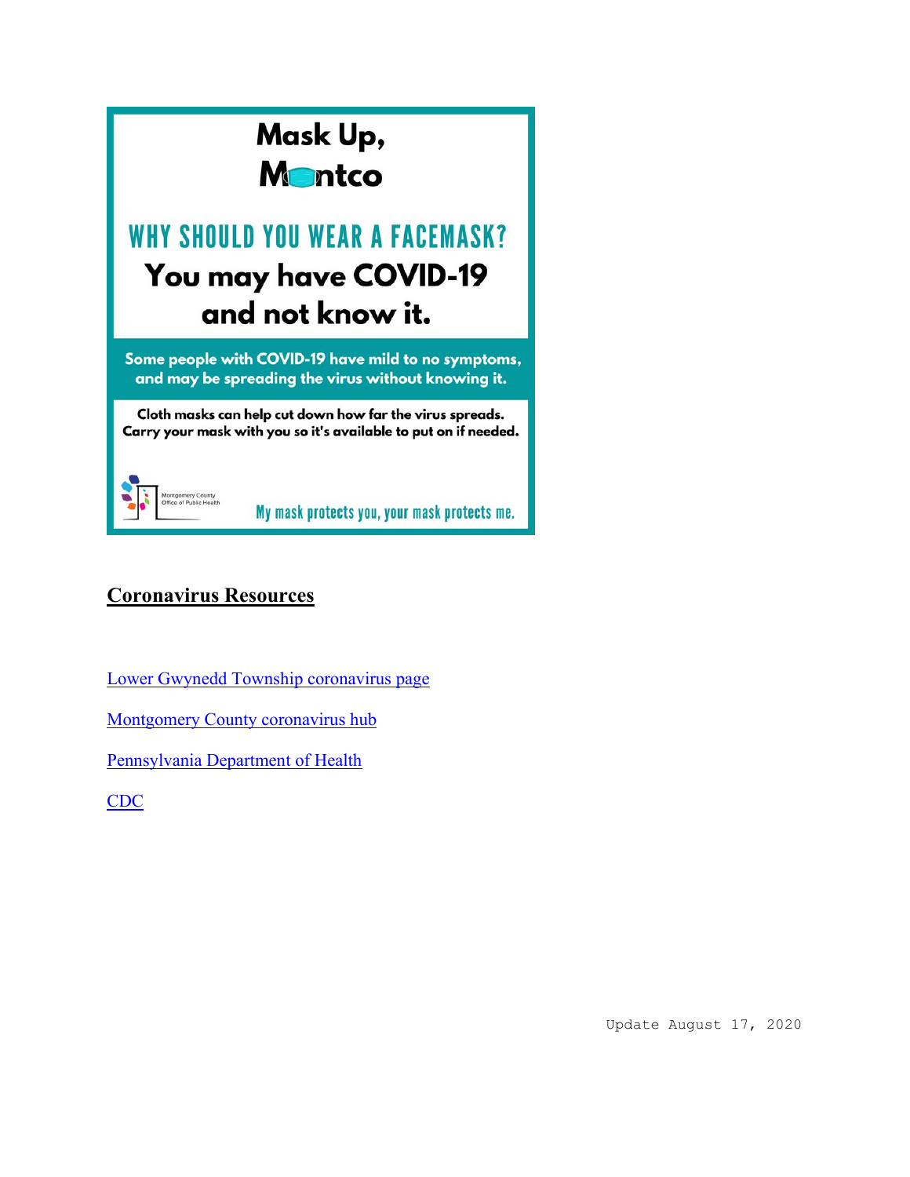# Mask Up, Montco

## WHY SHOULD YOU WEAR A FACEMASK?

**You may have COVID-19 and not know it.**

**Some people with COVID-19 have mild to no symptoms, and may be spreading the virus without knowing it.**

**Cloth masks can help cut down how far the virus spreads. Carry your mask with you so it's available to put on if needed.**

Montgomery County Office of Public Health

My mask protects you, your mask protects me.

## Coronavirus Resources

[Lower Gwynedd Township coronavirus page]

[Montgomery County coronavirus hub]

[Pennsylvania Department of Health]

[CDC]

Update August 17, 2020